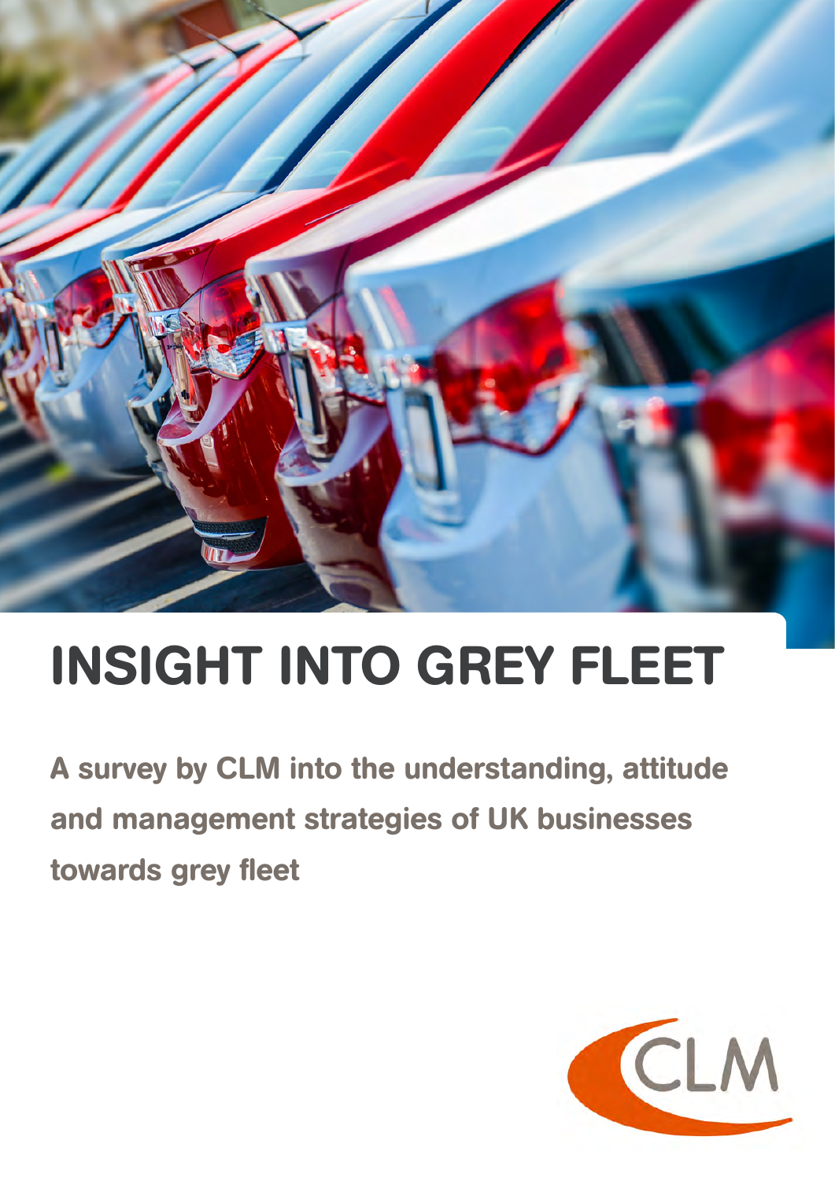# INSIGHT INTO GREY FLEET

**A survey by CLM into the understanding, attitude and management strategies of UK businesses towards grey fleet**

CLM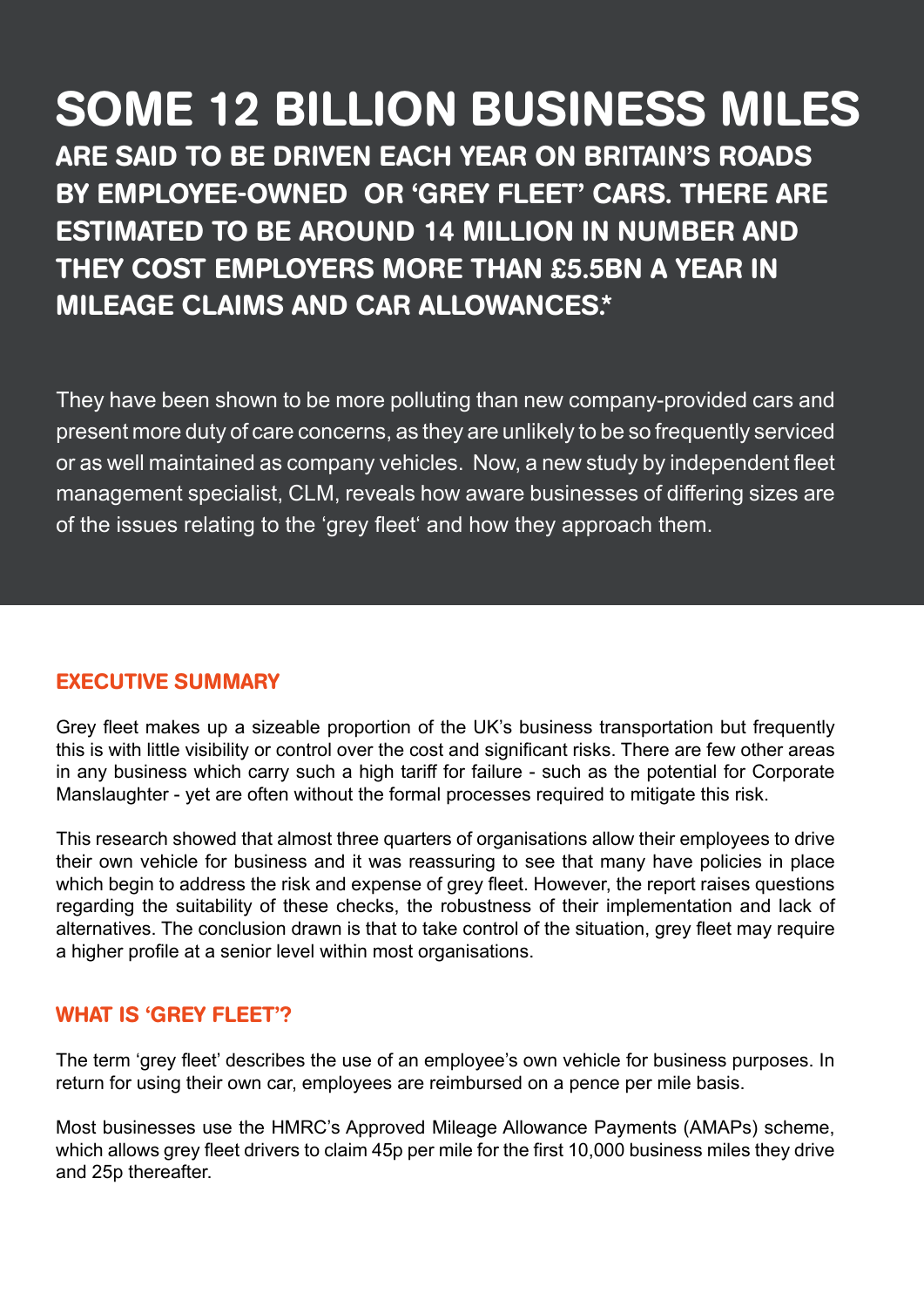# SOME 12 BILLION BUSINESS MILES

**ARE SAID TO BE DRIVEN EACH YEAR ON BRITAIN'S ROADS BY EMPLOYEE-OWNED OR 'GREY FLEET' CARS. THERE ARE ESTIMATED TO BE AROUND 14 MILLION IN NUMBER AND THEY COST EMPLOYERS MORE THAN £5.5BN A YEAR IN MILEAGE CLAIMS AND CAR ALLOWANCES.***

They have been shown to be more polluting than new company-provided cars and present more duty of care concerns, as they are unlikely to be so frequently serviced or as well maintained as company vehicles. Now, a new study by independent fleet management specialist, CLM, reveals how aware businesses of differing sizes are of the issues relating to the 'grey fleet' and how they approach them.

## EXECUTIVE SUMMARY

Grey fleet makes up a sizeable proportion of the UK's business transportation but frequently this is with little visibility or control over the cost and significant risks. There are few other areas in any business which carry such a high tariff for failure - such as the potential for Corporate Manslaughter - yet are often without the formal processes required to mitigate this risk.

This research showed that almost three quarters of organisations allow their employees to drive their own vehicle for business and it was reassuring to see that many have policies in place which begin to address the risk and expense of grey fleet. However, the report raises questions regarding the suitability of these checks, the robustness of their implementation and lack of alternatives. The conclusion drawn is that to take control of the situation, grey fleet may require a higher profile at a senior level within most organisations.

## WHAT IS 'GREY FLEET'?

The term 'grey fleet' describes the use of an employee's own vehicle for business purposes. In return for using their own car, employees are reimbursed on a pence per mile basis.

Most businesses use the HMRC's Approved Mileage Allowance Payments (AMAPs) scheme, which allows grey fleet drivers to claim 45p per mile for the first 10,000 business miles they drive and 25p thereafter.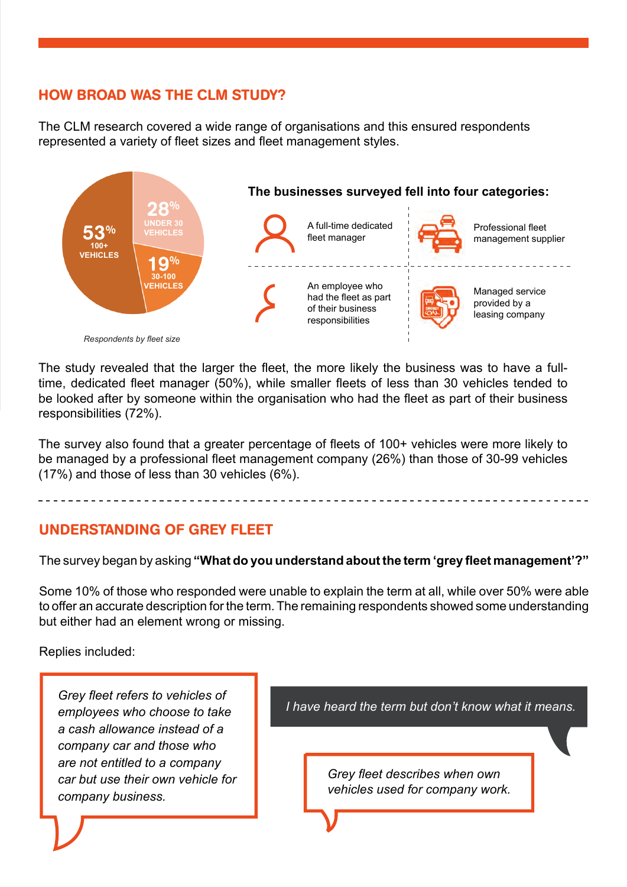## HOW BROAD WAS THE CLM STUDY?

The CLM research covered a wide range of organisations and this ensured respondents represented a variety of fleet sizes and fleet management styles.

53% 100+ VEHICLES

28% UNDER 30 VEHICLES

19% 30-100 VEHICLES

*Respondents by fleet size*

**The businesses surveyed fell into four categories:**

- A full-time dedicated fleet manager
- Professional fleet management supplier
- An employee who had the fleet as part of their business responsibilities
- Managed service provided by a leasing company

The study revealed that the larger the fleet, the more likely the business was to have a full-time, dedicated fleet manager (50%), while smaller fleets of less than 30 vehicles tended to be looked after by someone within the organisation who had the fleet as part of their business responsibilities (72%).

The survey also found that a greater percentage of fleets of 100+ vehicles were more likely to be managed by a professional fleet management company (26%) than those of 30-99 vehicles (17%) and those of less than 30 vehicles (6%).

## UNDERSTANDING OF GREY FLEET

The survey began by asking **"What do you understand about the term 'grey fleet management'?"**

Some 10% of those who responded were unable to explain the term at all, while over 50% were able to offer an accurate description for the term. The remaining respondents showed some understanding but either had an element wrong or missing.

Replies included:

*Grey fleet refers to vehicles of employees who choose to take a cash allowance instead of a company car and those who are not entitled to a company car but use their own vehicle for company business.*

*I have heard the term but don't know what it means.*

*Grey fleet describes when own vehicles used for company work.*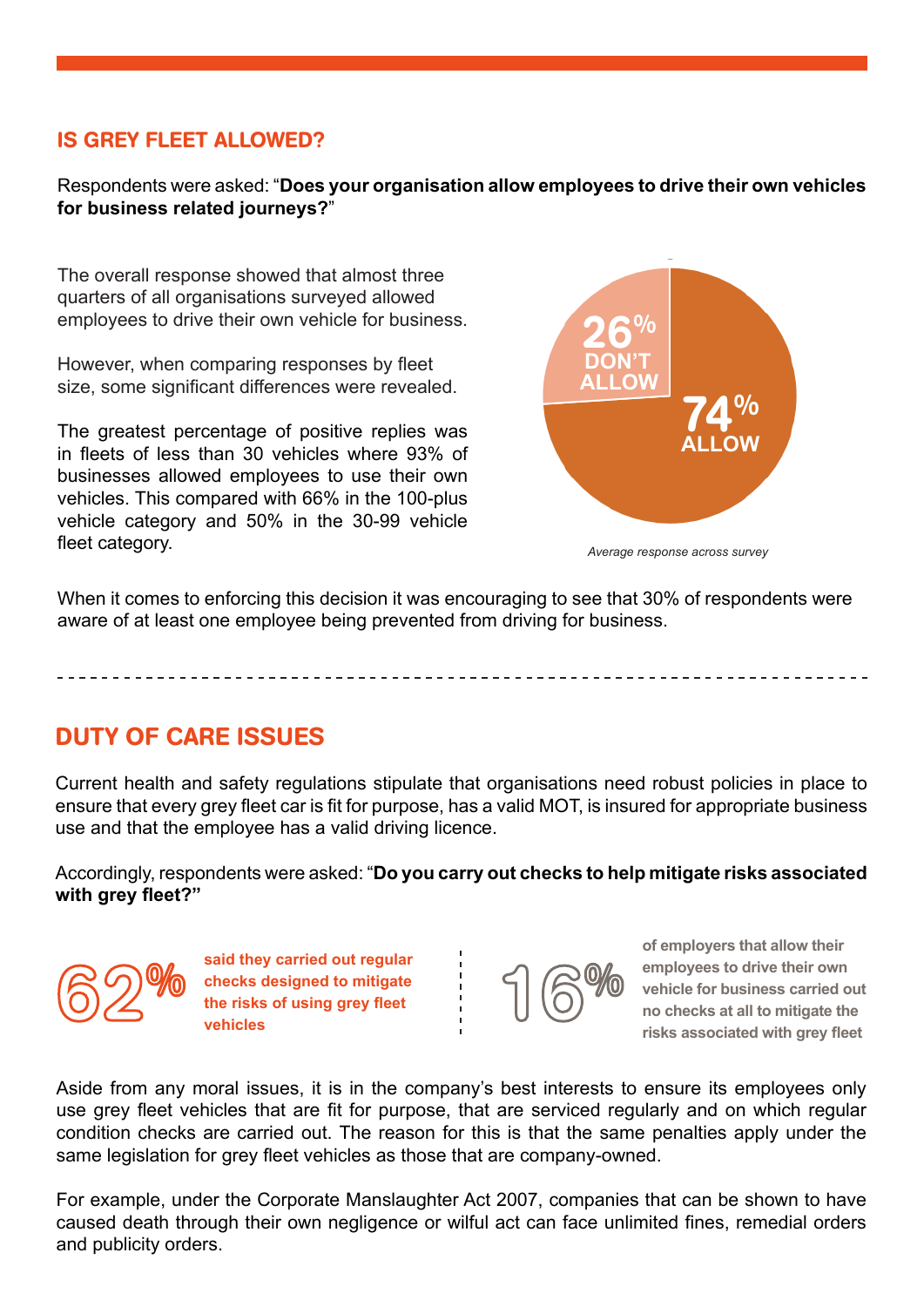## IS GREY FLEET ALLOWED?

Respondents were asked: "**Does your organisation allow employees to drive their own vehicles for business related journeys?**"

The overall response showed that almost three quarters of all organisations surveyed allowed employees to drive their own vehicle for business.

However, when comparing responses by fleet size, some significant differences were revealed.

The greatest percentage of positive replies was in fleets of less than 30 vehicles where 93% of businesses allowed employees to use their own vehicles. This compared with 66% in the 100-plus vehicle category and 50% in the 30-99 vehicle fleet category.

26% DON'T ALLOW

74% ALLOW

*Average response across survey*

When it comes to enforcing this decision it was encouraging to see that 30% of respondents were aware of at least one employee being prevented from driving for business.

## DUTY OF CARE ISSUES

Current health and safety regulations stipulate that organisations need robust policies in place to ensure that every grey fleet car is fit for purpose, has a valid MOT, is insured for appropriate business use and that the employee has a valid driving licence.

Accordingly, respondents were asked: "**Do you carry out checks to help mitigate risks associated with grey fleet?"**

**62%** **said they carried out regular checks designed to mitigate the risks of using grey fleet vehicles**

**16%** **of employers that allow their employees to drive their own vehicle for business carried out no checks at all to mitigate the risks associated with grey fleet**

Aside from any moral issues, it is in the company's best interests to ensure its employees only use grey fleet vehicles that are fit for purpose, that are serviced regularly and on which regular condition checks are carried out. The reason for this is that the same penalties apply under the same legislation for grey fleet vehicles as those that are company-owned.

For example, under the Corporate Manslaughter Act 2007, companies that can be shown to have caused death through their own negligence or wilful act can face unlimited fines, remedial orders and publicity orders.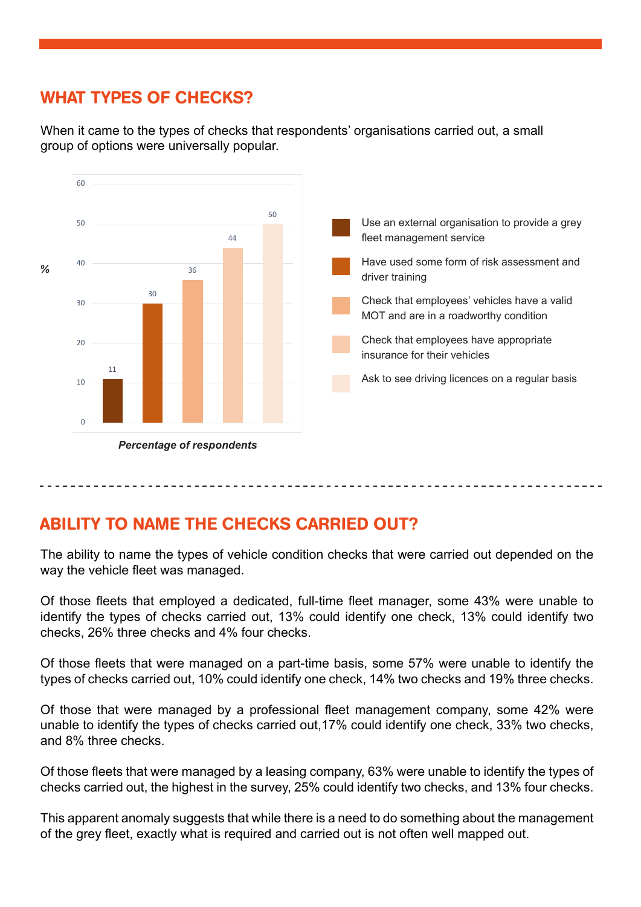## WHAT TYPES OF CHECKS?

When it came to the types of checks that respondents' organisations carried out, a small group of options were universally popular.

| Type of check | % |
|---|---|
| Use an external organisation to provide a grey fleet management service | 11 |
| Have used some form of risk assessment and driver training | 30 |
| Check that employees' vehicles have a valid MOT and are in a roadworthy condition | 36 |
| Check that employees have appropriate insurance for their vehicles | 44 |
| Ask to see driving licences on a regular basis | 50 |

*Percentage of respondents*

## ABILITY TO NAME THE CHECKS CARRIED OUT?

The ability to name the types of vehicle condition checks that were carried out depended on the way the vehicle fleet was managed.

Of those fleets that employed a dedicated, full-time fleet manager, some 43% were unable to identify the types of checks carried out, 13% could identify one check, 13% could identify two checks, 26% three checks and 4% four checks.

Of those fleets that were managed on a part-time basis, some 57% were unable to identify the types of checks carried out, 10% could identify one check, 14% two checks and 19% three checks.

Of those that were managed by a professional fleet management company, some 42% were unable to identify the types of checks carried out,17% could identify one check, 33% two checks, and 8% three checks.

Of those fleets that were managed by a leasing company, 63% were unable to identify the types of checks carried out, the highest in the survey, 25% could identify two checks, and 13% four checks.

This apparent anomaly suggests that while there is a need to do something about the management of the grey fleet, exactly what is required and carried out is not often well mapped out.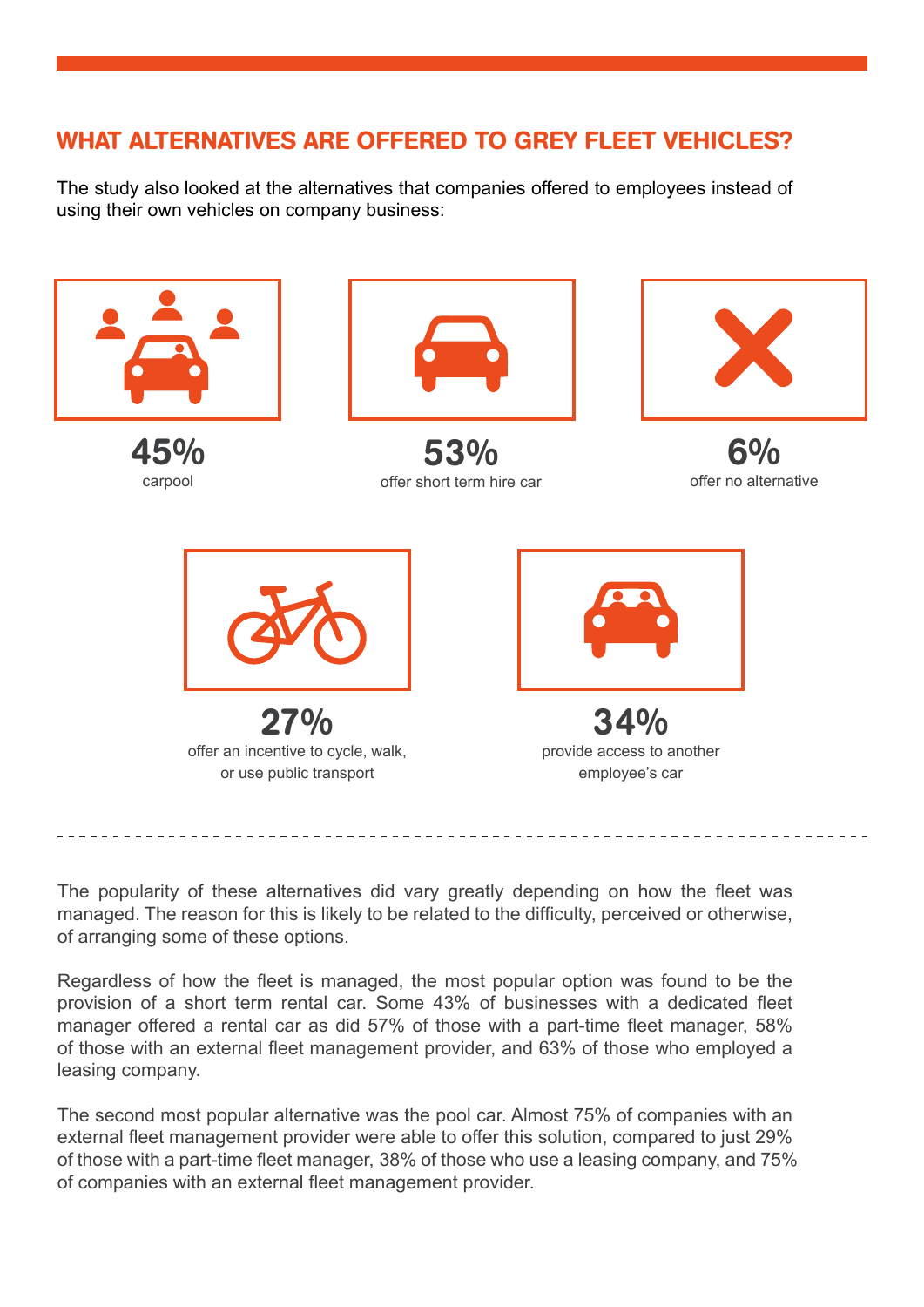## WHAT ALTERNATIVES ARE OFFERED TO GREY FLEET VEHICLES?

The study also looked at the alternatives that companies offered to employees instead of using their own vehicles on company business:

**45%**
carpool

**53%**
offer short term hire car

**6%**
offer no alternative

**27%**
offer an incentive to cycle, walk, or use public transport

**34%**
provide access to another employee's car

---

The popularity of these alternatives did vary greatly depending on how the fleet was managed. The reason for this is likely to be related to the difficulty, perceived or otherwise, of arranging some of these options.

Regardless of how the fleet is managed, the most popular option was found to be the provision of a short term rental car. Some 43% of businesses with a dedicated fleet manager offered a rental car as did 57% of those with a part-time fleet manager, 58% of those with an external fleet management provider, and 63% of those who employed a leasing company.

The second most popular alternative was the pool car. Almost 75% of companies with an external fleet management provider were able to offer this solution, compared to just 29% of those with a part-time fleet manager, 38% of those who use a leasing company, and 75% of companies with an external fleet management provider.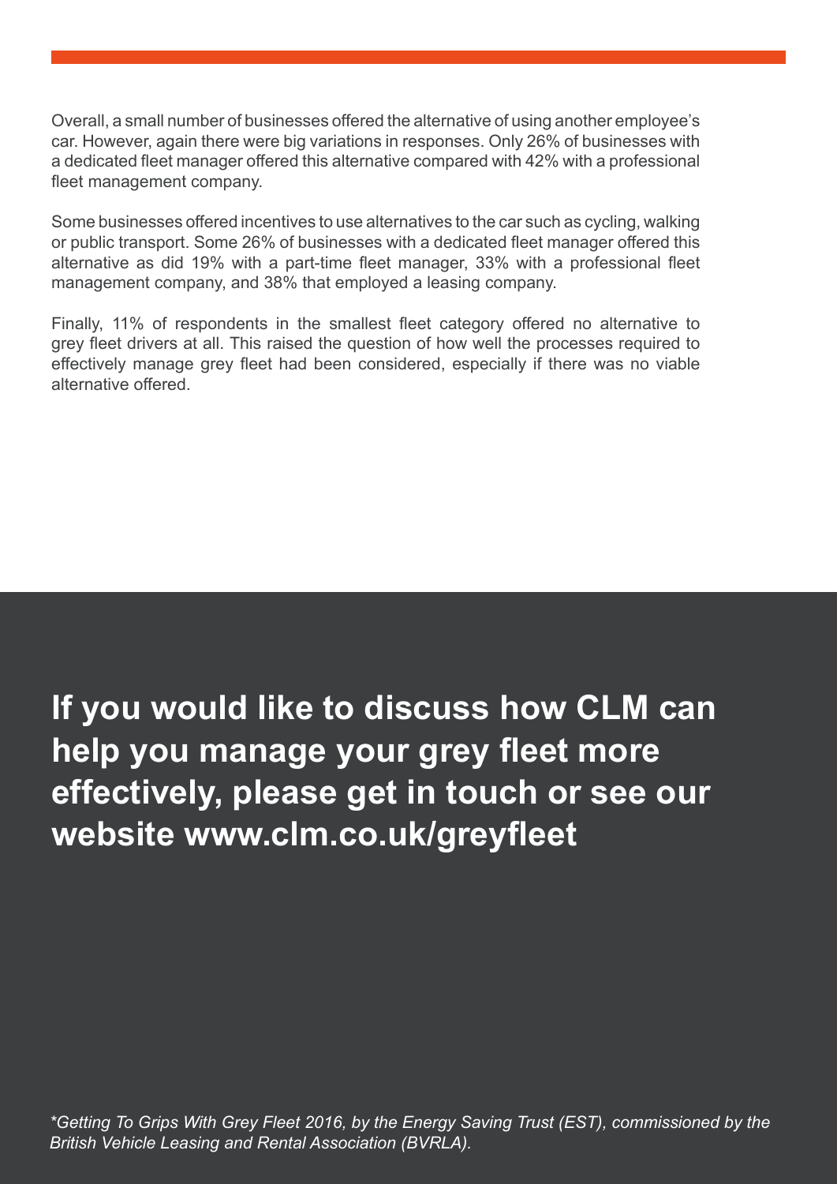Overall, a small number of businesses offered the alternative of using another employee's car. However, again there were big variations in responses. Only 26% of businesses with a dedicated fleet manager offered this alternative compared with 42% with a professional fleet management company.

Some businesses offered incentives to use alternatives to the car such as cycling, walking or public transport. Some 26% of businesses with a dedicated fleet manager offered this alternative as did 19% with a part-time fleet manager, 33% with a professional fleet management company, and 38% that employed a leasing company.

Finally, 11% of respondents in the smallest fleet category offered no alternative to grey fleet drivers at all. This raised the question of how well the processes required to effectively manage grey fleet had been considered, especially if there was no viable alternative offered.

**If you would like to discuss how CLM can help you manage your grey fleet more effectively, please get in touch or see our website www.clm.co.uk/greyfleet**

*\*Getting To Grips With Grey Fleet 2016, by the Energy Saving Trust (EST), commissioned by the British Vehicle Leasing and Rental Association (BVRLA).*